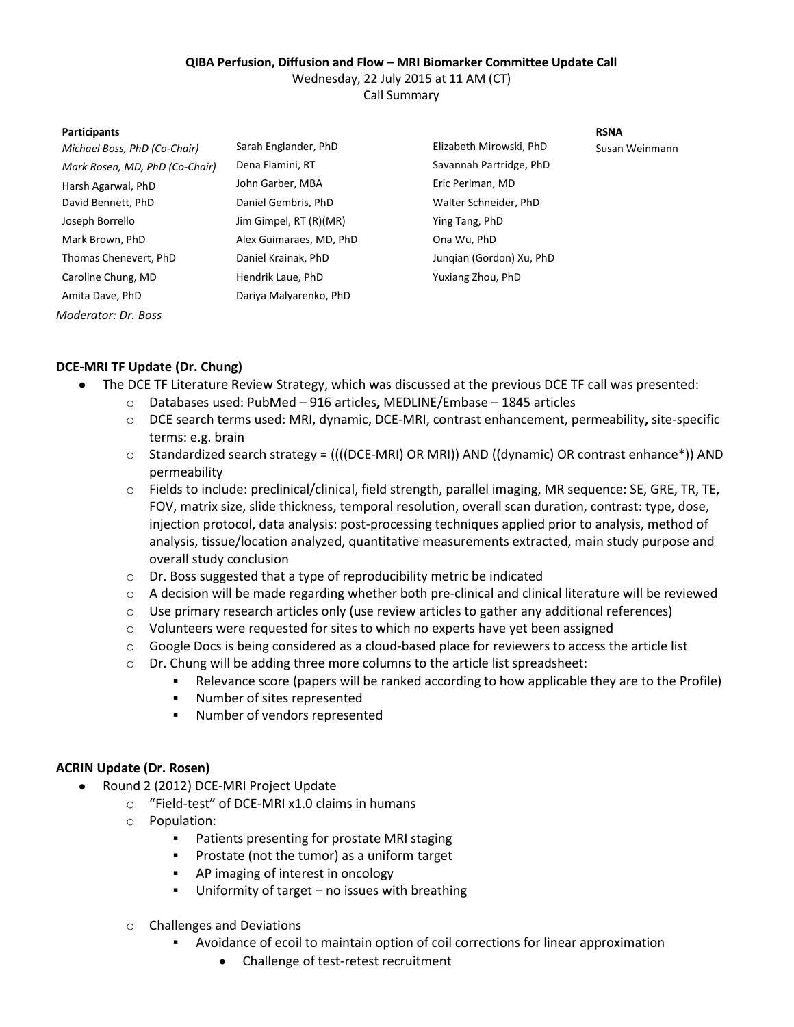**QIBA Perfusion, Diffusion and Flow – MRI Biomarker Committee Update Call**
Wednesday, 22 July 2015 at 11 AM (CT)
Call Summary

**Participants**

*Michael Boss, PhD (Co-Chair)*
*Mark Rosen, MD, PhD (Co-Chair)*
Harsh Agarwal, PhD
David Bennett, PhD
Joseph Borrello
Mark Brown, PhD
Thomas Chenevert, PhD
Caroline Chung, MD
Amita Dave, PhD
Sarah Englander, PhD
Dena Flamini, RT
John Garber, MBA
Daniel Gembris, PhD
Jim Gimpel, RT (R)(MR)
Alex Guimaraes, MD, PhD
Daniel Krainak, PhD
Hendrik Laue, PhD
Dariya Malyarenko, PhD
Elizabeth Mirowski, PhD
Savannah Partridge, PhD
Eric Perlman, MD
Walter Schneider, PhD
Ying Tang, PhD
Ona Wu, PhD
Junqian (Gordon) Xu, PhD
Yuxiang Zhou, PhD

**RSNA**
Susan Weinmann

*Moderator: Dr. Boss*

## DCE-MRI TF Update (Dr. Chung)

- The DCE TF Literature Review Strategy, which was discussed at the previous DCE TF call was presented:
  - Databases used: PubMed – 916 articles**,** MEDLINE/Embase – 1845 articles
  - DCE search terms used: MRI, dynamic, DCE-MRI, contrast enhancement, permeability**,** site-specific terms: e.g. brain
  - Standardized search strategy = ((((DCE-MRI) OR MRI)) AND ((dynamic) OR contrast enhance*)) AND permeability
  - Fields to include: preclinical/clinical, field strength, parallel imaging, MR sequence: SE, GRE, TR, TE, FOV, matrix size, slide thickness, temporal resolution, overall scan duration, contrast: type, dose, injection protocol, data analysis: post-processing techniques applied prior to analysis, method of analysis, tissue/location analyzed, quantitative measurements extracted, main study purpose and overall study conclusion
  - Dr. Boss suggested that a type of reproducibility metric be indicated
  - A decision will be made regarding whether both pre-clinical and clinical literature will be reviewed
  - Use primary research articles only (use review articles to gather any additional references)
  - Volunteers were requested for sites to which no experts have yet been assigned
  - Google Docs is being considered as a cloud-based place for reviewers to access the article list
  - Dr. Chung will be adding three more columns to the article list spreadsheet:
    - Relevance score (papers will be ranked according to how applicable they are to the Profile)
    - Number of sites represented
    - Number of vendors represented

## ACRIN Update (Dr. Rosen)

- Round 2 (2012) DCE-MRI Project Update
  - "Field-test" of DCE-MRI x1.0 claims in humans
  - Population:
    - Patients presenting for prostate MRI staging
    - Prostate (not the tumor) as a uniform target
    - AP imaging of interest in oncology
    - Uniformity of target – no issues with breathing
  - Challenges and Deviations
    - Avoidance of ecoil to maintain option of coil corrections for linear approximation
      - Challenge of test-retest recruitment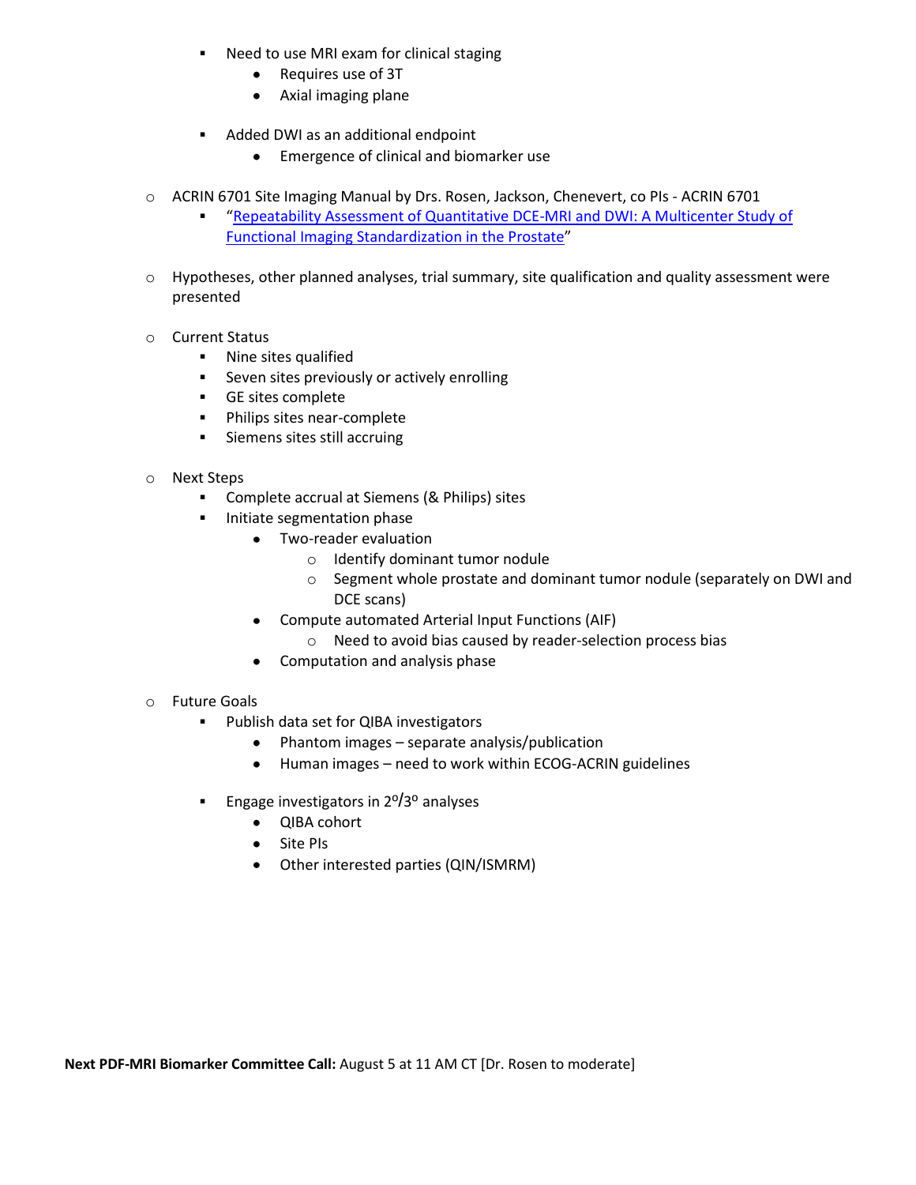- Need to use MRI exam for clinical staging
        - Requires use of 3T
        - Axial imaging plane

    - Added DWI as an additional endpoint
        - Emergence of clinical and biomarker use

- ACRIN 6701 Site Imaging Manual by Drs. Rosen, Jackson, Chenevert, co PIs - ACRIN 6701
    - "Repeatability Assessment of Quantitative DCE-MRI and DWI: A Multicenter Study of Functional Imaging Standardization in the Prostate"

- Hypotheses, other planned analyses, trial summary, site qualification and quality assessment were presented

- Current Status
    - Nine sites qualified
    - Seven sites previously or actively enrolling
    - GE sites complete
    - Philips sites near-complete
    - Siemens sites still accruing

- Next Steps
    - Complete accrual at Siemens (& Philips) sites
    - Initiate segmentation phase
        - Two-reader evaluation
            - Identify dominant tumor nodule
            - Segment whole prostate and dominant tumor nodule (separately on DWI and DCE scans)
        - Compute automated Arterial Input Functions (AIF)
            - Need to avoid bias caused by reader-selection process bias
        - Computation and analysis phase

- Future Goals
    - Publish data set for QIBA investigators
        - Phantom images – separate analysis/publication
        - Human images – need to work within ECOG-ACRIN guidelines

    - Engage investigators in 2º/3º analyses
        - QIBA cohort
        - Site PIs
        - Other interested parties (QIN/ISMRM)

**Next PDF-MRI Biomarker Committee Call:** August 5 at 11 AM CT [Dr. Rosen to moderate]